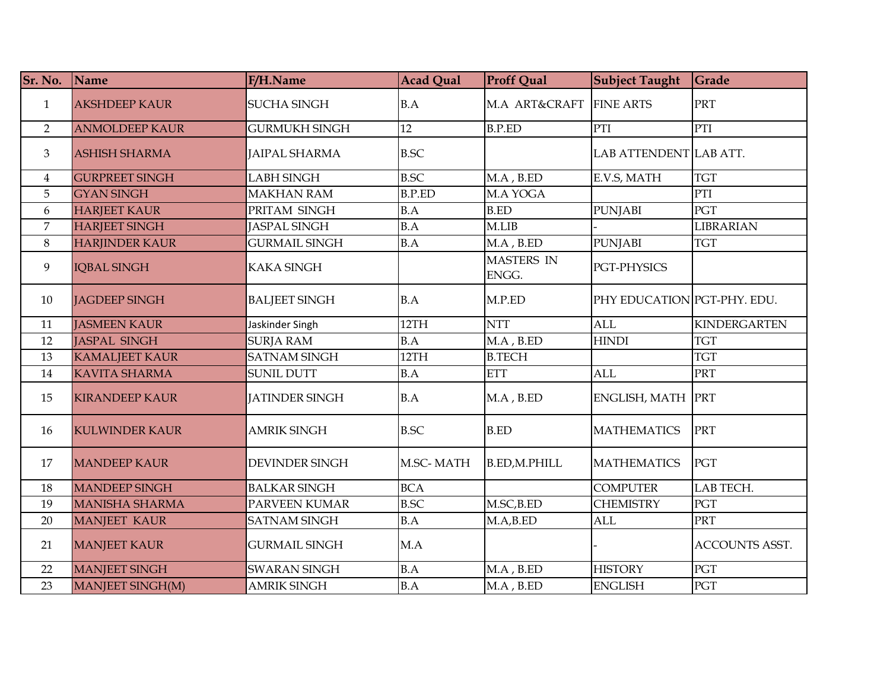| Sr. No. | Name | F/H.Name | Acad Qual | Proff Qual | Subject Taught | Grade |
|---|---|---|---|---|---|---|
| 1 | AKSHDEEP KAUR | SUCHA SINGH | B.A | M.A ART&CRAFT | FINE ARTS | PRT |
| 2 | ANMOLDEEP KAUR | GURMUKH SINGH | 12 | B.P.ED | PTI | PTI |
| 3 | ASHISH SHARMA | JAIPAL SHARMA | B.SC | | LAB ATTENDENT | LAB ATT. |
| 4 | GURPREET SINGH | LABH SINGH | B.SC | M.A , B.ED | E.V.S, MATH | TGT |
| 5 | GYAN SINGH | MAKHAN RAM | B.P.ED | M.A YOGA | | PTI |
| 6 | HARJEET KAUR | PRITAM SINGH | B.A | B.ED | PUNJABI | PGT |
| 7 | HARJEET SINGH | JASPAL SINGH | B.A | M.LIB | - | LIBRARIAN |
| 8 | HARJINDER KAUR | GURMAIL SINGH | B.A | M.A , B.ED | PUNJABI | TGT |
| 9 | IQBAL SINGH | KAKA SINGH | | MASTERS IN ENGG. | PGT-PHYSICS | |
| 10 | JAGDEEP SINGH | BALJEET SINGH | B.A | M.P.ED | PHY EDUCATION | PGT-PHY. EDU. |
| 11 | JASMEEN KAUR | Jaskinder Singh | 12TH | NTT | ALL | KINDERGARTEN |
| 12 | JASPAL SINGH | SURJA RAM | B.A | M.A , B.ED | HINDI | TGT |
| 13 | KAMALJEET KAUR | SATNAM SINGH | 12TH | B.TECH | | TGT |
| 14 | KAVITA SHARMA | SUNIL DUTT | B.A | ETT | ALL | PRT |
| 15 | KIRANDEEP KAUR | JATINDER SINGH | B.A | M.A , B.ED | ENGLISH, MATH | PRT |
| 16 | KULWINDER KAUR | AMRIK SINGH | B.SC | B.ED | MATHEMATICS | PRT |
| 17 | MANDEEP KAUR | DEVINDER SINGH | M.SC- MATH | B.ED,M.PHILL | MATHEMATICS | PGT |
| 18 | MANDEEP SINGH | BALKAR SINGH | BCA | | COMPUTER | LAB TECH. |
| 19 | MANISHA SHARMA | PARVEEN KUMAR | B.SC | M.SC,B.ED | CHEMISTRY | PGT |
| 20 | MANJEET KAUR | SATNAM SINGH | B.A | M.A,B.ED | ALL | PRT |
| 21 | MANJEET KAUR | GURMAIL SINGH | M.A | | - | ACCOUNTS ASST. |
| 22 | MANJEET SINGH | SWARAN SINGH | B.A | M.A , B.ED | HISTORY | PGT |
| 23 | MANJEET SINGH(M) | AMRIK SINGH | B.A | M.A , B.ED | ENGLISH | PGT |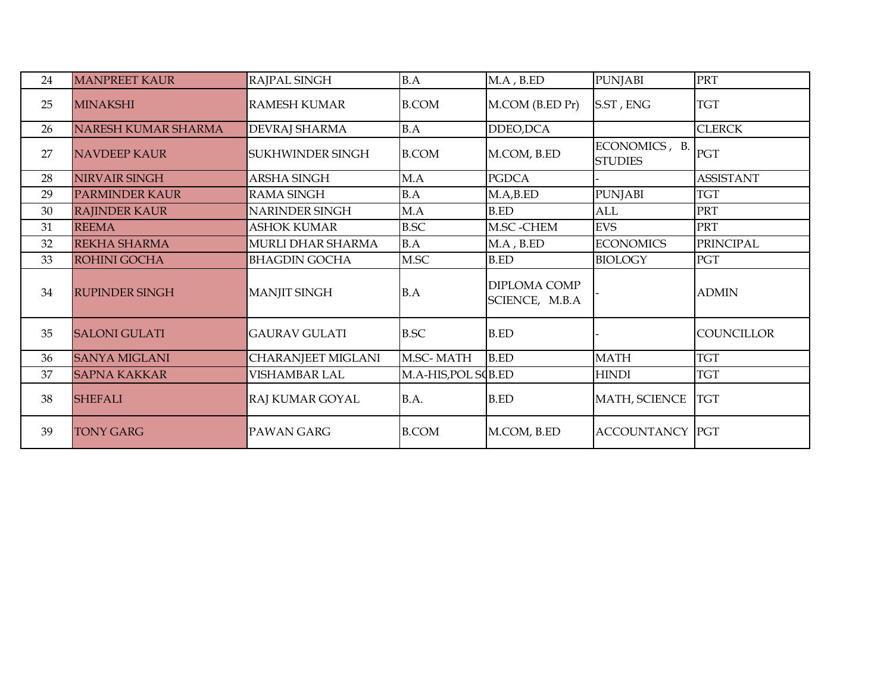| | | | | | | |
|---|---|---|---|---|---|---|
| 24 | MANPREET KAUR | RAJPAL SINGH | B.A | M.A , B.ED | PUNJABI | PRT |
| 25 | MINAKSHI | RAMESH KUMAR | B.COM | M.COM (B.ED Pr) | S.ST , ENG | TGT |
| 26 | NARESH KUMAR SHARMA | DEVRAJ SHARMA | B.A | DDEO,DCA | | CLERCK |
| 27 | NAVDEEP KAUR | SUKHWINDER SINGH | B.COM | M.COM, B.ED | ECONOMICS , B. STUDIES | PGT |
| 28 | NIRVAIR SINGH | ARSHA SINGH | M.A | PGDCA | - | ASSISTANT |
| 29 | PARMINDER KAUR | RAMA SINGH | B.A | M.A,B.ED | PUNJABI | TGT |
| 30 | RAJINDER KAUR | NARINDER SINGH | M.A | B.ED | ALL | PRT |
| 31 | REEMA | ASHOK KUMAR | B.SC | M.SC -CHEM | EVS | PRT |
| 32 | REKHA SHARMA | MURLI DHAR SHARMA | B.A | M.A , B.ED | ECONOMICS | PRINCIPAL |
| 33 | ROHINI GOCHA | BHAGDIN GOCHA | M.SC | B.ED | BIOLOGY | PGT |
| 34 | RUPINDER SINGH | MANJIT SINGH | B.A | DIPLOMA COMP SCIENCE, M.B.A | - | ADMIN |
| 35 | SALONI GULATI | GAURAV GULATI | B.SC | B.ED | - | COUNCILLOR |
| 36 | SANYA MIGLANI | CHARANJEET MIGLANI | M.SC- MATH | B.ED | MATH | TGT |
| 37 | SAPNA KAKKAR | VISHAMBAR LAL | M.A-HIS,POL SC | B.ED | HINDI | TGT |
| 38 | SHEFALI | RAJ KUMAR GOYAL | B.A. | B.ED | MATH, SCIENCE | TGT |
| 39 | TONY GARG | PAWAN GARG | B.COM | M.COM, B.ED | ACCOUNTANCY | PGT |